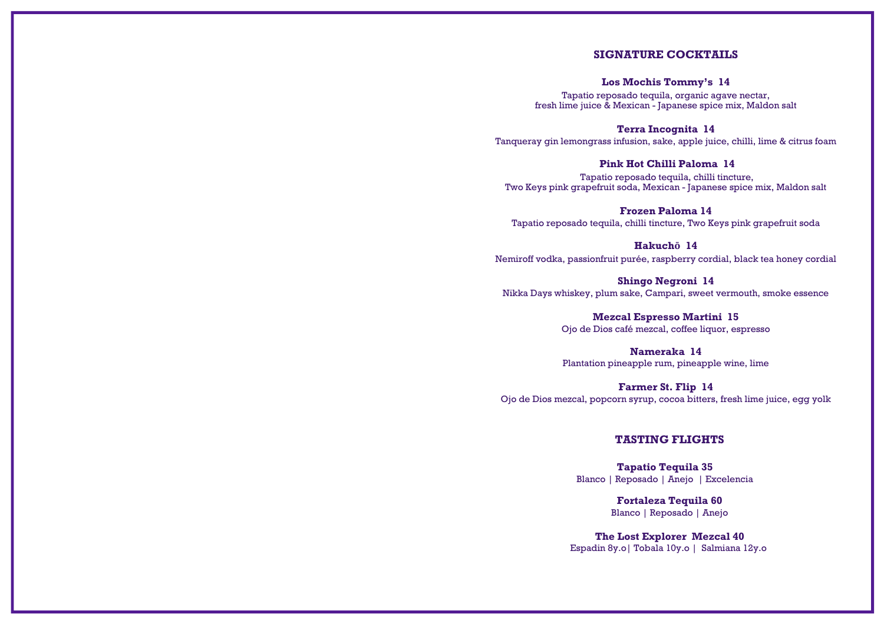## SIGNATURE COCKTAILS

**Los Mochis Tommy's 14**
Tapatio reposado tequila, organic agave nectar,
fresh lime juice & Mexican - Japanese spice mix, Maldon salt

**Terra Incognita 14**
Tanqueray gin lemongrass infusion, sake, apple juice, chilli, lime & citrus foam

**Pink Hot Chilli Paloma 14**
Tapatio reposado tequila, chilli tincture,
Two Keys pink grapefruit soda, Mexican - Japanese spice mix, Maldon salt

**Frozen Paloma 14**
Tapatio reposado tequila, chilli tincture, Two Keys pink grapefruit soda

**Hakuchō 14**
Nemiroff vodka, passionfruit purée, raspberry cordial, black tea honey cordial

**Shingo Negroni 14**
Nikka Days whiskey, plum sake, Campari, sweet vermouth, smoke essence

**Mezcal Espresso Martini 15**
Ojo de Dios café mezcal, coffee liquor, espresso

**Nameraka 14**
Plantation pineapple rum, pineapple wine, lime

**Farmer St. Flip 14**
Ojo de Dios mezcal, popcorn syrup, cocoa bitters, fresh lime juice, egg yolk

## TASTING FLIGHTS

**Tapatio Tequila 35**
Blanco | Reposado | Anejo | Excelencia

**Fortaleza Tequila 60**
Blanco | Reposado | Anejo

**The Lost Explorer Mezcal 40**
Espadin 8y.o| Tobala 10y.o | Salmiana 12y.o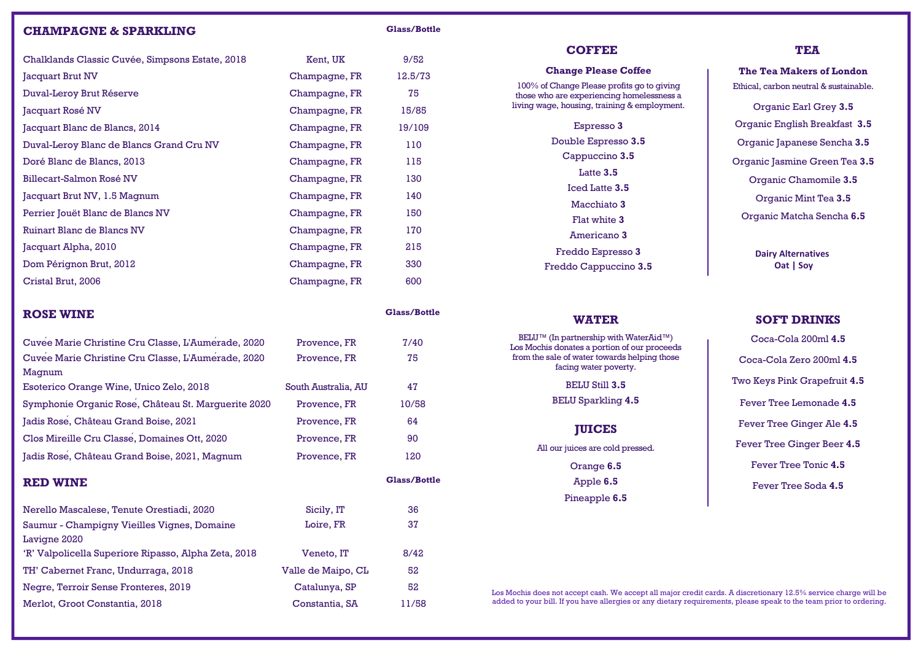## CHAMPAGNE & SPARKLING

| | | Glass/Bottle |
|---|---|---|
| Chalklands Classic Cuvée, Simpsons Estate, 2018 | Kent, UK | 9/52 |
| Jacquart Brut NV | Champagne, FR | 12.5/73 |
| Duval-Leroy Brut Réserve | Champagne, FR | 75 |
| Jacquart Rosé NV | Champagne, FR | 15/85 |
| Jacquart Blanc de Blancs, 2014 | Champagne, FR | 19/109 |
| Duval-Leroy Blanc de Blancs Grand Cru NV | Champagne, FR | 110 |
| Doré Blanc de Blancs, 2013 | Champagne, FR | 115 |
| Billecart-Salmon Rosé NV | Champagne, FR | 130 |
| Jacquart Brut NV, 1.5 Magnum | Champagne, FR | 140 |
| Perrier Jouët Blanc de Blancs NV | Champagne, FR | 150 |
| Ruinart Blanc de Blancs NV | Champagne, FR | 170 |
| Jacquart Alpha, 2010 | Champagne, FR | 215 |
| Dom Pérignon Brut, 2012 | Champagne, FR | 330 |
| Cristal Brut, 2006 | Champagne, FR | 600 |

## ROSE WINE

| | | Glass/Bottle |
|---|---|---|
| Cuvée Marie Christine Cru Classe, L'Aumérade, 2020 | Provence, FR | 7/40 |
| Cuvée Marie Christine Cru Classe, L'Aumérade, 2020 Magnum | Provence, FR | 75 |
| Esoterico Orange Wine, Unico Zelo, 2018 | South Australia, AU | 47 |
| Symphonie Organic Rosé, Château St. Marguerite 2020 | Provence, FR | 10/58 |
| Jadis Rosé, Château Grand Boise, 2021 | Provence, FR | 64 |
| Clos Mireille Cru Classé, Domaines Ott, 2020 | Provence, FR | 90 |
| Jadis Rosé, Château Grand Boise, 2021, Magnum | Provence, FR | 120 |

## RED WINE

| | | Glass/Bottle |
|---|---|---|
| Nerello Mascalese, Tenute Orestiadi, 2020 | Sicily, IT | 36 |
| Saumur - Champigny Vieilles Vignes, Domaine Lavigne 2020 | Loire, FR | 37 |
| 'R' Valpolicella Superiore Ripasso, Alpha Zeta, 2018 | Veneto, IT | 8/42 |
| TH' Cabernet Franc, Undurraga, 2018 | Valle de Maipo, CL | 52 |
| Negre, Terroir Sense Fronteres, 2019 | Catalunya, SP | 52 |
| Merlot, Groot Constantia, 2018 | Constantia, SA | 11/58 |

## COFFEE

### Change Please Coffee

100% of Change Please profits go to giving those who are experiencing homelessness a living wage, housing, training & employment.

- Espresso **3**
- Double Espresso **3.5**
- Cappuccino **3.5**
- Latte **3.5**
- Iced Latte **3.5**
- Macchiato **3**
- Flat white **3**
- Americano **3**
- Freddo Espresso **3**
- Freddo Cappuccino **3.5**

## TEA

### The Tea Makers of London

Ethical, carbon neutral & sustainable.

- Organic Earl Grey **3.5**
- Organic English Breakfast **3.5**
- Organic Japanese Sencha **3.5**
- Organic Jasmine Green Tea **3.5**
- Organic Chamomile **3.5**
- Organic Mint Tea **3.5**
- Organic Matcha Sencha **6.5**

**Dairy Alternatives**
**Oat | Soy**

## WATER

BELU™ (In partnership with WaterAid™) Los Mochis donates a portion of our proceeds from the sale of water towards helping those facing water poverty.

- BELU Still **3.5**
- BELU Sparkling **4.5**

## JUICES

All our juices are cold pressed.

- Orange **6.5**
- Apple **6.5**
- Pineapple **6.5**

## SOFT DRINKS

- Coca-Cola 200ml **4.5**
- Coca-Cola Zero 200ml **4.5**
- Two Keys Pink Grapefruit **4.5**
- Fever Tree Lemonade **4.5**
- Fever Tree Ginger Ale **4.5**
- Fever Tree Ginger Beer **4.5**
- Fever Tree Tonic **4.5**
- Fever Tree Soda **4.5**

Los Mochis does not accept cash. We accept all major credit cards. A discretionary 12.5% service charge will be added to your bill. If you have allergies or any dietary requirements, please speak to the team prior to ordering.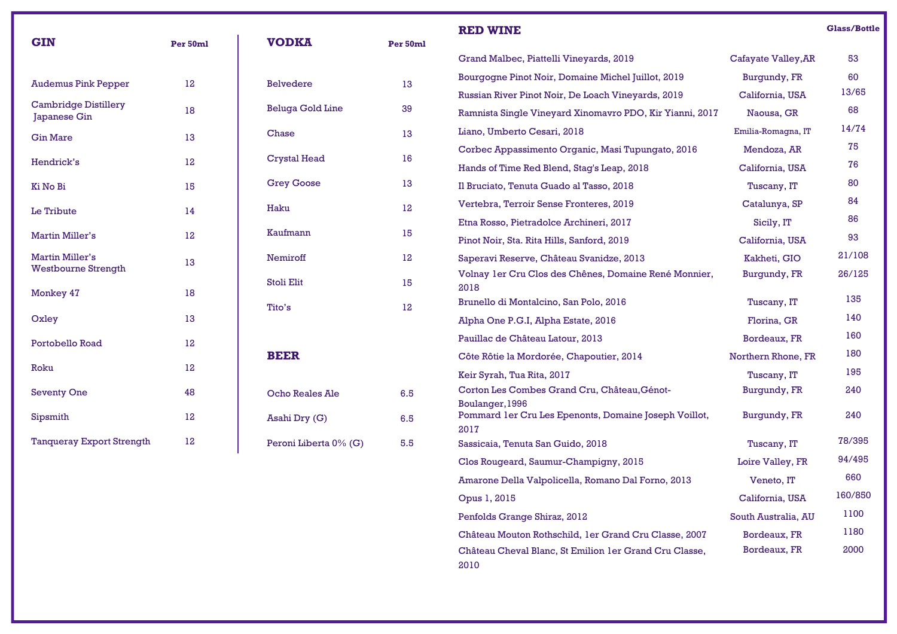## GIN

| Gin | Per 50ml |
|---|---|
| Audemus Pink Pepper | 12 |
| Cambridge Distillery Japanese Gin | 18 |
| Gin Mare | 13 |
| Hendrick's | 12 |
| Ki No Bi | 15 |
| Le Tribute | 14 |
| Martin Miller's | 12 |
| Martin Miller's Westbourne Strength | 13 |
| Monkey 47 | 18 |
| Oxley | 13 |
| Portobello Road | 12 |
| Roku | 12 |
| Seventy One | 48 |
| Sipsmith | 12 |
| Tanqueray Export Strength | 12 |

## VODKA

| Vodka | Per 50ml |
|---|---|
| Belvedere | 13 |
| Beluga Gold Line | 39 |
| Chase | 13 |
| Crystal Head | 16 |
| Grey Goose | 13 |
| Haku | 12 |
| Kaufmann | 15 |
| Nemiroff | 12 |
| Stoli Elit | 15 |
| Tito's | 12 |

## BEER

| Beer | Price |
|---|---|
| Ocho Reales Ale | 6.5 |
| Asahi Dry (G) | 6.5 |
| Peroni Liberta 0% (G) | 5.5 |

## RED WINE

| Wine | Region | Glass/Bottle |
|---|---|---|
| Grand Malbec, Piattelli Vineyards, 2019 | Cafayate Valley,AR | 53 |
| Bourgogne Pinot Noir, Domaine Michel Juillot, 2019 | Burgundy, FR | 60 |
| Russian River Pinot Noir, De Loach Vineyards, 2019 | California, USA | 13/65 |
| Ramnista Single Vineyard Xinomavro PDO, Kir Yianni, 2017 | Naousa, GR | 68 |
| Liano, Umberto Cesari, 2018 | Emilia-Romagna, IT | 14/74 |
| Corbec Appassimento Organic, Masi Tupungato, 2016 | Mendoza, AR | 75 |
| Hands of Time Red Blend, Stag's Leap, 2018 | California, USA | 76 |
| Il Bruciato, Tenuta Guado al Tasso, 2018 | Tuscany, IT | 80 |
| Vertebra, Terroir Sense Fronteres, 2019 | Catalunya, SP | 84 |
| Etna Rosso, Pietradolce Archineri, 2017 | Sicily, IT | 86 |
| Pinot Noir, Sta. Rita Hills, Sanford, 2019 | California, USA | 93 |
| Saperavi Reserve, Château Svanidze, 2013 | Kakheti, GIO | 21/108 |
| Volnay 1er Cru Clos des Chênes, Domaine René Monnier, 2018 | Burgundy, FR | 26/125 |
| Brunello di Montalcino, San Polo, 2016 | Tuscany, IT | 135 |
| Alpha One P.G.I, Alpha Estate, 2016 | Florina, GR | 140 |
| Pauillac de Château Latour, 2013 | Bordeaux, FR | 160 |
| Côte Rôtie la Mordorée, Chapoutier, 2014 | Northern Rhone, FR | 180 |
| Keir Syrah, Tua Rita, 2017 | Tuscany, IT | 195 |
| Corton Les Combes Grand Cru, Château,Génot-Boulanger,1996 | Burgundy, FR | 240 |
| Pommard 1er Cru Les Epenonts, Domaine Joseph Voillot, 2017 | Burgundy, FR | 240 |
| Sassicaia, Tenuta San Guido, 2018 | Tuscany, IT | 78/395 |
| Clos Rougeard, Saumur-Champigny, 2015 | Loire Valley, FR | 94/495 |
| Amarone Della Valpolicella, Romano Dal Forno, 2013 | Veneto, IT | 660 |
| Opus 1, 2015 | California, USA | 160/850 |
| Penfolds Grange Shiraz, 2012 | South Australia, AU | 1100 |
| Château Mouton Rothschild, 1er Grand Cru Classe, 2007 | Bordeaux, FR | 1180 |
| Château Cheval Blanc, St Emilion 1er Grand Cru Classe, 2010 | Bordeaux, FR | 2000 |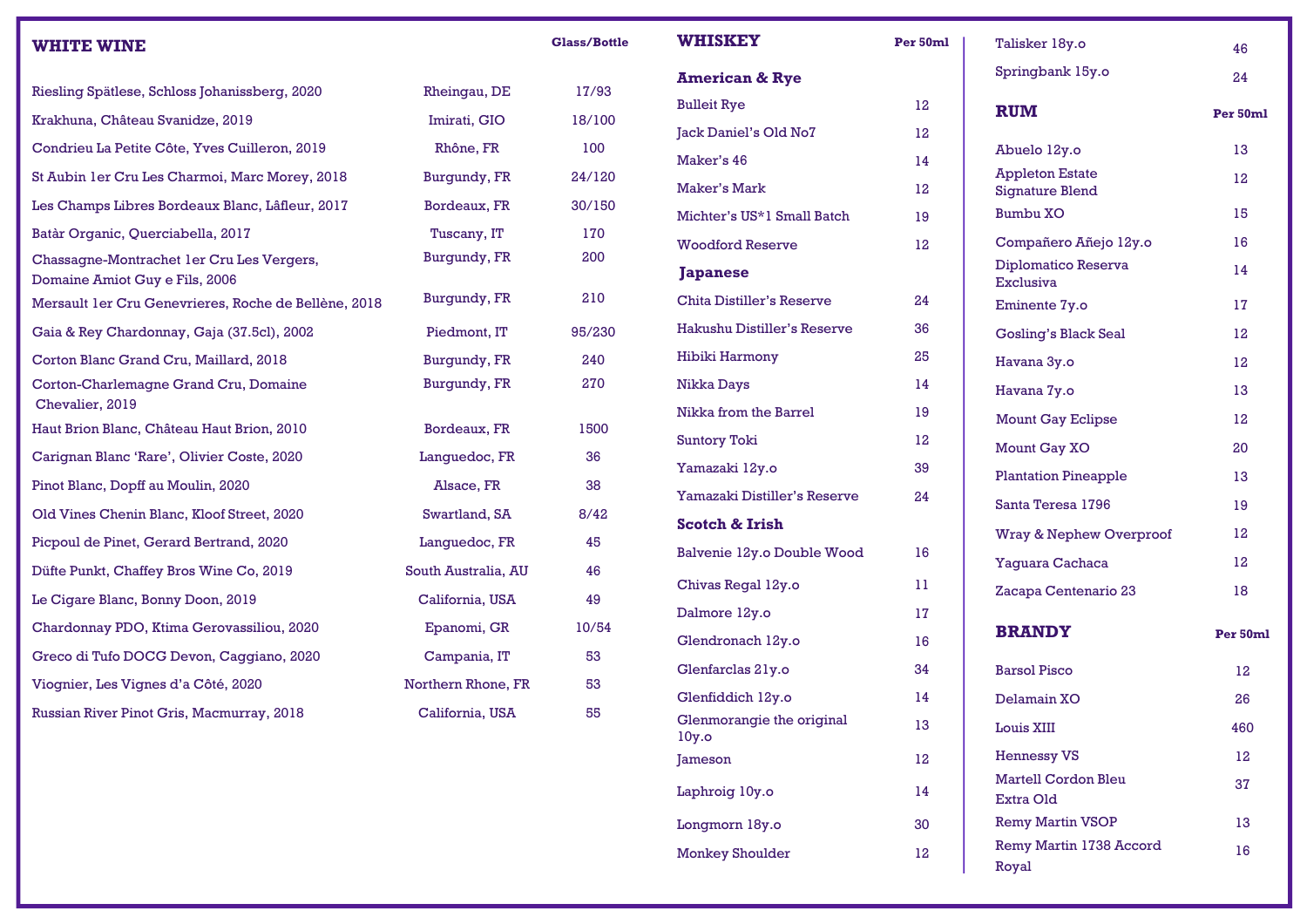## WHITE WINE

| Wine | Region | Glass/Bottle |
|---|---|---|
| Riesling Spätlese, Schloss Johanissberg, 2020 | Rheingau, DE | 17/93 |
| Krakhuna, Château Svanidze, 2019 | Imirati, GIO | 18/100 |
| Condrieu La Petite Côte, Yves Cuilleron, 2019 | Rhône, FR | 100 |
| St Aubin 1er Cru Les Charmoi, Marc Morey, 2018 | Burgundy, FR | 24/120 |
| Les Champs Libres Bordeaux Blanc, Lâfleur, 2017 | Bordeaux, FR | 30/150 |
| Batàr Organic, Querciabella, 2017 | Tuscany, IT | 170 |
| Chassagne-Montrachet 1er Cru Les Vergers, Domaine Amiot Guy e Fils, 2006 | Burgundy, FR | 200 |
| Mersault 1er Cru Genevrieres, Roche de Bellène, 2018 | Burgundy, FR | 210 |
| Gaia & Rey Chardonnay, Gaja (37.5cl), 2002 | Piedmont, IT | 95/230 |
| Corton Blanc Grand Cru, Maillard, 2018 | Burgundy, FR | 240 |
| Corton-Charlemagne Grand Cru, Domaine Chevalier, 2019 | Burgundy, FR | 270 |
| Haut Brion Blanc, Château Haut Brion, 2010 | Bordeaux, FR | 1500 |
| Carignan Blanc 'Rare', Olivier Coste, 2020 | Languedoc, FR | 36 |
| Pinot Blanc, Dopff au Moulin, 2020 | Alsace, FR | 38 |
| Old Vines Chenin Blanc, Kloof Street, 2020 | Swartland, SA | 8/42 |
| Picpoul de Pinet, Gerard Bertrand, 2020 | Languedoc, FR | 45 |
| Düfte Punkt, Chaffey Bros Wine Co, 2019 | South Australia, AU | 46 |
| Le Cigare Blanc, Bonny Doon, 2019 | California, USA | 49 |
| Chardonnay PDO, Ktima Gerovassiliou, 2020 | Epanomi, GR | 10/54 |
| Greco di Tufo DOCG Devon, Caggiano, 2020 | Campania, IT | 53 |
| Viognier, Les Vignes d'a Côté, 2020 | Northern Rhone, FR | 53 |
| Russian River Pinot Gris, Macmurray, 2018 | California, USA | 55 |

## WHISKEY

Per 50ml

### American & Rye

| Whiskey | Per 50ml |
|---|---|
| Bulleit Rye | 12 |
| Jack Daniel's Old No7 | 12 |
| Maker's 46 | 14 |
| Maker's Mark | 12 |
| Michter's US*1 Small Batch | 19 |
| Woodford Reserve | 12 |

### Japanese

| Whiskey | Per 50ml |
|---|---|
| Chita Distiller's Reserve | 24 |
| Hakushu Distiller's Reserve | 36 |
| Hibiki Harmony | 25 |
| Nikka Days | 14 |
| Nikka from the Barrel | 19 |
| Suntory Toki | 12 |
| Yamazaki 12y.o | 39 |
| Yamazaki Distiller's Reserve | 24 |

### Scotch & Irish

| Whiskey | Per 50ml |
|---|---|
| Balvenie 12y.o Double Wood | 16 |
| Chivas Regal 12y.o | 11 |
| Dalmore 12y.o | 17 |
| Glendronach 12y.o | 16 |
| Glenfarclas 21y.o | 34 |
| Glenfiddich 12y.o | 14 |
| Glenmorangie the original 10y.o | 13 |
| Jameson | 12 |
| Laphroig 10y.o | 14 |
| Longmorn 18y.o | 30 |
| Monkey Shoulder | 12 |
| Talisker 18y.o | 46 |
| Springbank 15y.o | 24 |

## RUM

| Rum | Per 50ml |
|---|---|
| Abuelo 12y.o | 13 |
| Appleton Estate Signature Blend | 12 |
| Bumbu XO | 15 |
| Compañero Añejo 12y.o | 16 |
| Diplomatico Reserva Exclusiva | 14 |
| Eminente 7y.o | 17 |
| Gosling's Black Seal | 12 |
| Havana 3y.o | 12 |
| Havana 7y.o | 13 |
| Mount Gay Eclipse | 12 |
| Mount Gay XO | 20 |
| Plantation Pineapple | 13 |
| Santa Teresa 1796 | 19 |
| Wray & Nephew Overproof | 12 |
| Yaguara Cachaca | 12 |
| Zacapa Centenario 23 | 18 |

## BRANDY

| Brandy | Per 50ml |
|---|---|
| Barsol Pisco | 12 |
| Delamain XO | 26 |
| Louis XIII | 460 |
| Hennessy VS | 12 |
| Martell Cordon Bleu Extra Old | 37 |
| Remy Martin VSOP | 13 |
| Remy Martin 1738 Accord Royal | 16 |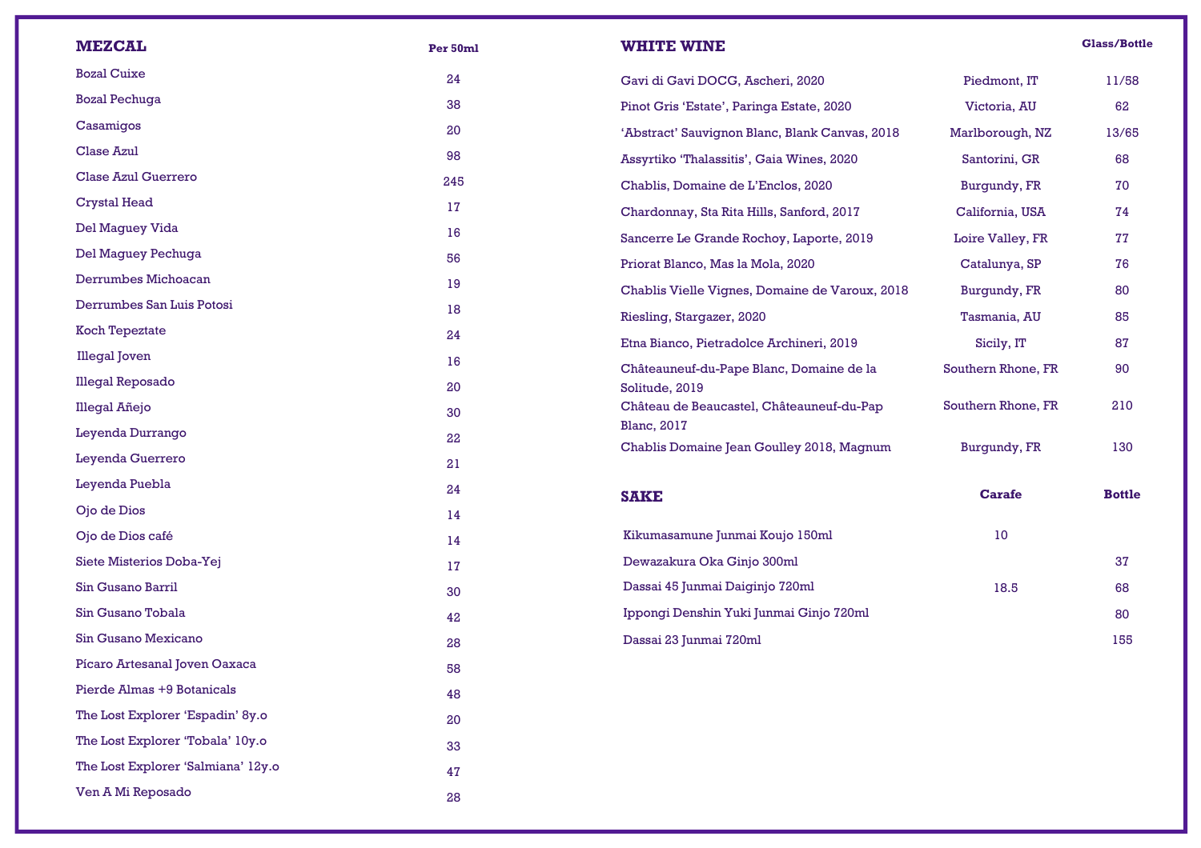## MEZCAL

| MEZCAL | Per 50ml |
|---|---|
| Bozal Cuixe | 24 |
| Bozal Pechuga | 38 |
| Casamigos | 20 |
| Clase Azul | 98 |
| Clase Azul Guerrero | 245 |
| Crystal Head | 17 |
| Del Maguey Vida | 16 |
| Del Maguey Pechuga | 56 |
| Derrumbes Michoacan | 19 |
| Derrumbes San Luis Potosi | 18 |
| Koch Tepeztate | 24 |
| Illegal Joven | 16 |
| Illegal Reposado | 20 |
| Illegal Añejo | 30 |
| Leyenda Durrango | 22 |
| Leyenda Guerrero | 21 |
| Leyenda Puebla | 24 |
| Ojo de Dios | 14 |
| Ojo de Dios café | 14 |
| Siete Misterios Doba-Yej | 17 |
| Sin Gusano Barril | 30 |
| Sin Gusano Tobala | 42 |
| Sin Gusano Mexicano | 28 |
| Pícaro Artesanal Joven Oaxaca | 58 |
| Pierde Almas +9 Botanicals | 48 |
| The Lost Explorer 'Espadin' 8y.o | 20 |
| The Lost Explorer 'Tobala' 10y.o | 33 |
| The Lost Explorer 'Salmiana' 12y.o | 47 |
| Ven A Mi Reposado | 28 |

## WHITE WINE

| WHITE WINE | | Glass/Bottle |
|---|---|---|
| Gavi di Gavi DOCG, Ascheri, 2020 | Piedmont, IT | 11/58 |
| Pinot Gris 'Estate', Paringa Estate, 2020 | Victoria, AU | 62 |
| 'Abstract' Sauvignon Blanc, Blank Canvas, 2018 | Marlborough, NZ | 13/65 |
| Assyrtiko 'Thalassitis', Gaia Wines, 2020 | Santorini, GR | 68 |
| Chablis, Domaine de L'Enclos, 2020 | Burgundy, FR | 70 |
| Chardonnay, Sta Rita Hills, Sanford, 2017 | California, USA | 74 |
| Sancerre Le Grande Rochoy, Laporte, 2019 | Loire Valley, FR | 77 |
| Priorat Blanco, Mas la Mola, 2020 | Catalunya, SP | 76 |
| Chablis Vielle Vignes, Domaine de Varoux, 2018 | Burgundy, FR | 80 |
| Riesling, Stargazer, 2020 | Tasmania, AU | 85 |
| Etna Bianco, Pietradolce Archineri, 2019 | Sicily, IT | 87 |
| Châteauneuf-du-Pape Blanc, Domaine de la Solitude, 2019 | Southern Rhone, FR | 90 |
| Château de Beaucastel, Châteauneuf-du-Pap Blanc, 2017 | Southern Rhone, FR | 210 |
| Chablis Domaine Jean Goulley 2018, Magnum | Burgundy, FR | 130 |

## SAKE

| SAKE | Carafe | Bottle |
|---|---|---|
| Kikumasamune Junmai Koujo 150ml | 10 | |
| Dewazakura Oka Ginjo 300ml | | 37 |
| Dassai 45 Junmai Daiginjo 720ml | 18.5 | 68 |
| Ippongi Denshin Yuki Junmai Ginjo 720ml | | 80 |
| Dassai 23 Junmai 720ml | | 155 |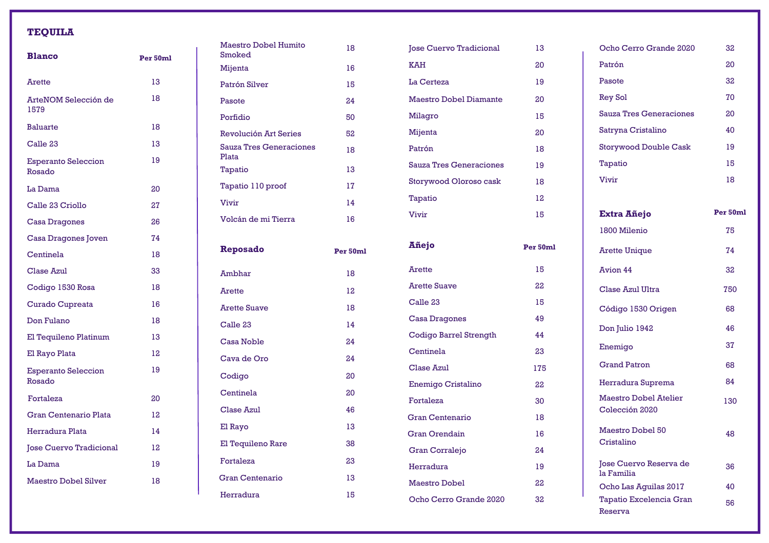# TEQUILA

## Blanco

| Blanco | Per 50ml |
| --- | --- |
| Arette | 13 |
| ArteNOM Selección de 1579 | 18 |
| Baluarte | 18 |
| Calle 23 | 13 |
| Esperanto Seleccion Rosado | 19 |
| La Dama | 20 |
| Calle 23 Criollo | 27 |
| Casa Dragones | 26 |
| Casa Dragones Joven | 74 |
| Centinela | 18 |
| Clase Azul | 33 |
| Codigo 1530 Rosa | 18 |
| Curado Cupreata | 16 |
| Don Fulano | 18 |
| El Tequileno Platinum | 13 |
| El Rayo Plata | 12 |
| Esperanto Seleccion Rosado | 19 |
| Fortaleza | 20 |
| Gran Centenario Plata | 12 |
| Herradura Plata | 14 |
| Jose Cuervo Tradicional | 12 |
| La Dama | 19 |
| Maestro Dobel Silver | 18 |
| Maestro Dobel Humito Smoked | 18 |
| Mijenta | 16 |
| Patrón Silver | 15 |
| Pasote | 24 |
| Porfidio | 50 |
| Revolución Art Series | 52 |
| Sauza Tres Generaciones Plata | 18 |
| Tapatio | 13 |
| Tapatio 110 proof | 17 |
| Vivir | 14 |
| Volcán de mi Tierra | 16 |

## Reposado

| Reposado | Per 50ml |
| --- | --- |
| Ambhar | 18 |
| Arette | 12 |
| Arette Suave | 18 |
| Calle 23 | 14 |
| Casa Noble | 24 |
| Cava de Oro | 24 |
| Codigo | 20 |
| Centinela | 20 |
| Clase Azul | 46 |
| El Rayo | 13 |
| El Tequileno Rare | 38 |
| Fortaleza | 23 |
| Gran Centenario | 13 |
| Herradura | 15 |
| Jose Cuervo Tradicional | 13 |
| KAH | 20 |
| La Certeza | 19 |
| Maestro Dobel Diamante | 20 |
| Milagro | 15 |
| Mijenta | 20 |
| Patrón | 18 |
| Sauza Tres Generaciones | 19 |
| Storywood Oloroso cask | 18 |
| Tapatio | 12 |
| Vivir | 15 |

## Añejo

| Añejo | Per 50ml |
| --- | --- |
| Arette | 15 |
| Arette Suave | 22 |
| Calle 23 | 15 |
| Casa Dragones | 49 |
| Codigo Barrel Strength | 44 |
| Centinela | 23 |
| Clase Azul | 175 |
| Enemigo Cristalino | 22 |
| Fortaleza | 30 |
| Gran Centenario | 18 |
| Gran Orendain | 16 |
| Gran Corralejo | 24 |
| Herradura | 19 |
| Maestro Dobel | 22 |
| Ocho Cerro Grande 2020 | 32 |
| Ocho Cerro Grande 2020 | 32 |
| Patrón | 20 |
| Pasote | 32 |
| Rey Sol | 70 |
| Sauza Tres Generaciones | 20 |
| Satryna Cristalino | 40 |
| Storywood Double Cask | 19 |
| Tapatio | 15 |
| Vivir | 18 |

## Extra Añejo

| Extra Añejo | Per 50ml |
| --- | --- |
| 1800 Milenio | 75 |
| Arette Unique | 74 |
| Avion 44 | 32 |
| Clase Azul Ultra | 750 |
| Código 1530 Origen | 68 |
| Don Julio 1942 | 46 |
| Enemigo | 37 |
| Grand Patron | 68 |
| Herradura Suprema | 84 |
| Maestro Dobel Atelier Colección 2020 | 130 |
| Maestro Dobel 50 Cristalino | 48 |
| Jose Cuervo Reserva de la Familia | 36 |
| Ocho Las Aguilas 2017 | 40 |
| Tapatio Excelencia Gran Reserva | 56 |